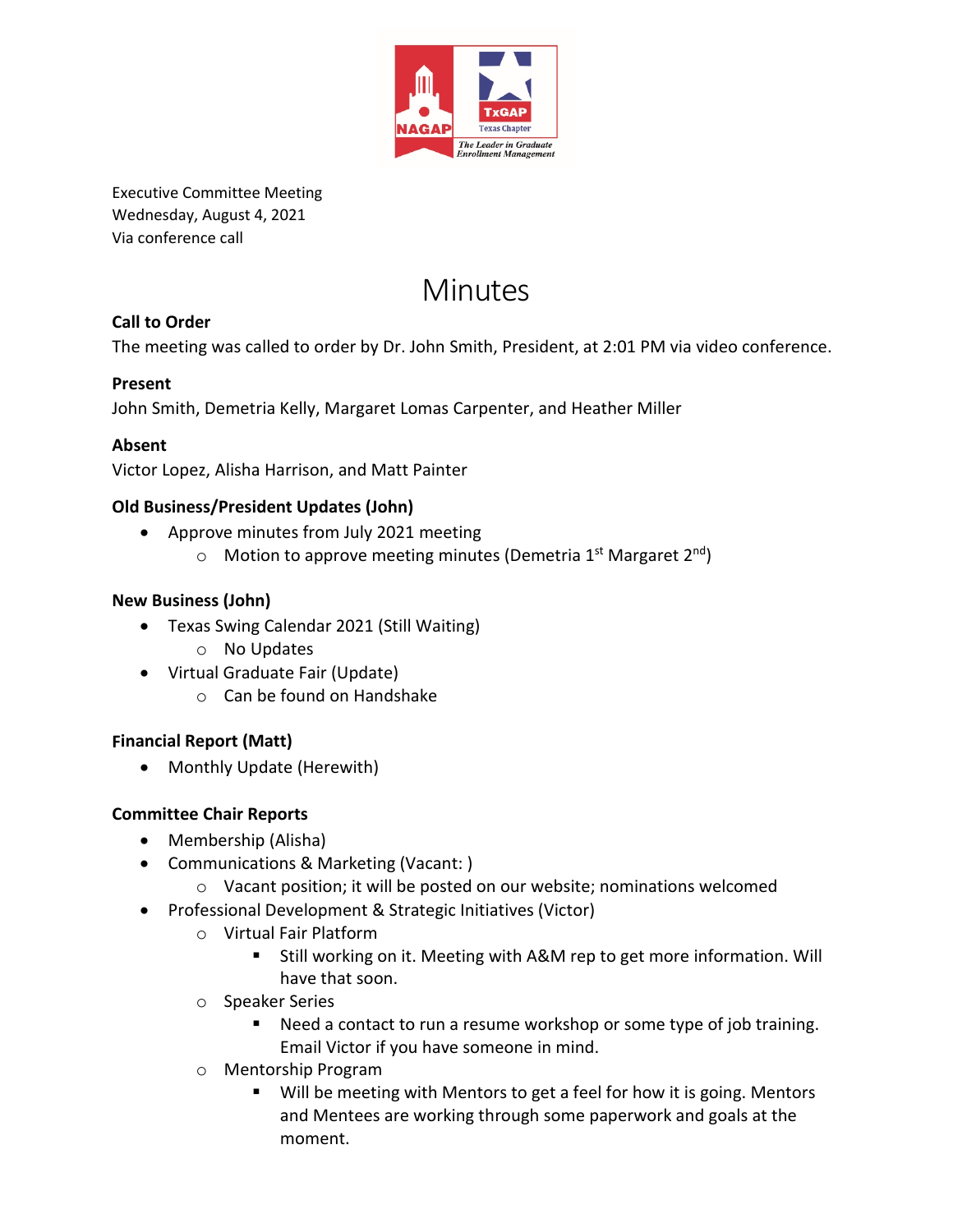Executive Committee Meeting
Wednesday, August 4, 2021
Via conference call

# Minutes

**Call to Order**

The meeting was called to order by Dr. John Smith, President, at 2:01 PM via video conference.

**Present**

John Smith, Demetria Kelly, Margaret Lomas Carpenter, and Heather Miller

**Absent**

Victor Lopez, Alisha Harrison, and Matt Painter

**Old Business/President Updates (John)**

- Approve minutes from July 2021 meeting
  - Motion to approve meeting minutes (Demetria 1st Margaret 2nd)

**New Business (John)**

- Texas Swing Calendar 2021 (Still Waiting)
  - No Updates
- Virtual Graduate Fair (Update)
  - Can be found on Handshake

**Financial Report (Matt)**

- Monthly Update (Herewith)

**Committee Chair Reports**

- Membership (Alisha)
- Communications & Marketing (Vacant: )
  - Vacant position; it will be posted on our website; nominations welcomed
- Professional Development & Strategic Initiatives (Victor)
  - Virtual Fair Platform
    - Still working on it. Meeting with A&M rep to get more information. Will have that soon.
  - Speaker Series
    - Need a contact to run a resume workshop or some type of job training. Email Victor if you have someone in mind.
  - Mentorship Program
    - Will be meeting with Mentors to get a feel for how it is going. Mentors and Mentees are working through some paperwork and goals at the moment.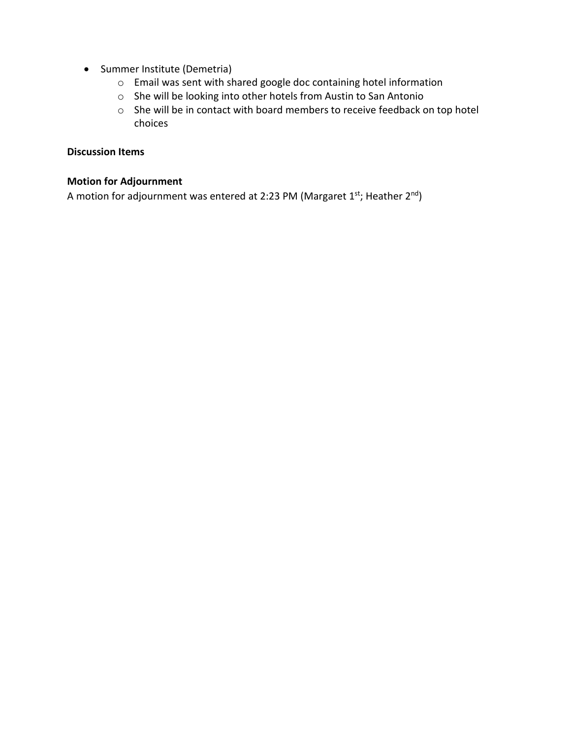- Summer Institute (Demetria)
    - Email was sent with shared google doc containing hotel information
    - She will be looking into other hotels from Austin to San Antonio
    - She will be in contact with board members to receive feedback on top hotel choices

**Discussion Items**

**Motion for Adjournment**

A motion for adjournment was entered at 2:23 PM (Margaret 1st; Heather 2nd)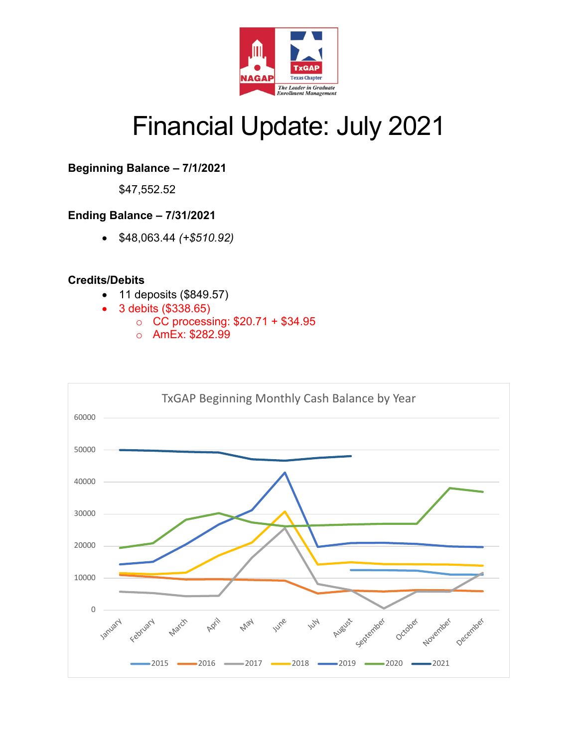NAGAP

TxGAP

Texas Chapter

The Leader in Graduate Enrollment Management

# Financial Update: July 2021

**Beginning Balance – 7/1/2021**

$47,552.52

**Ending Balance – 7/31/2021**

- $48,063.44 *(+$510.92)*

**Credits/Debits**

- 11 deposits ($849.57)
- 3 debits ($338.65)
  - CC processing: $20.71 + $34.95
  - AmEx: $282.99

TxGAP Beginning Monthly Cash Balance by Year

60000
50000
40000
30000
20000
10000
0

January
February
March
April
May
June
July
August
September
October
November
December

2015
2016
2017
2018
2019
2020
2021